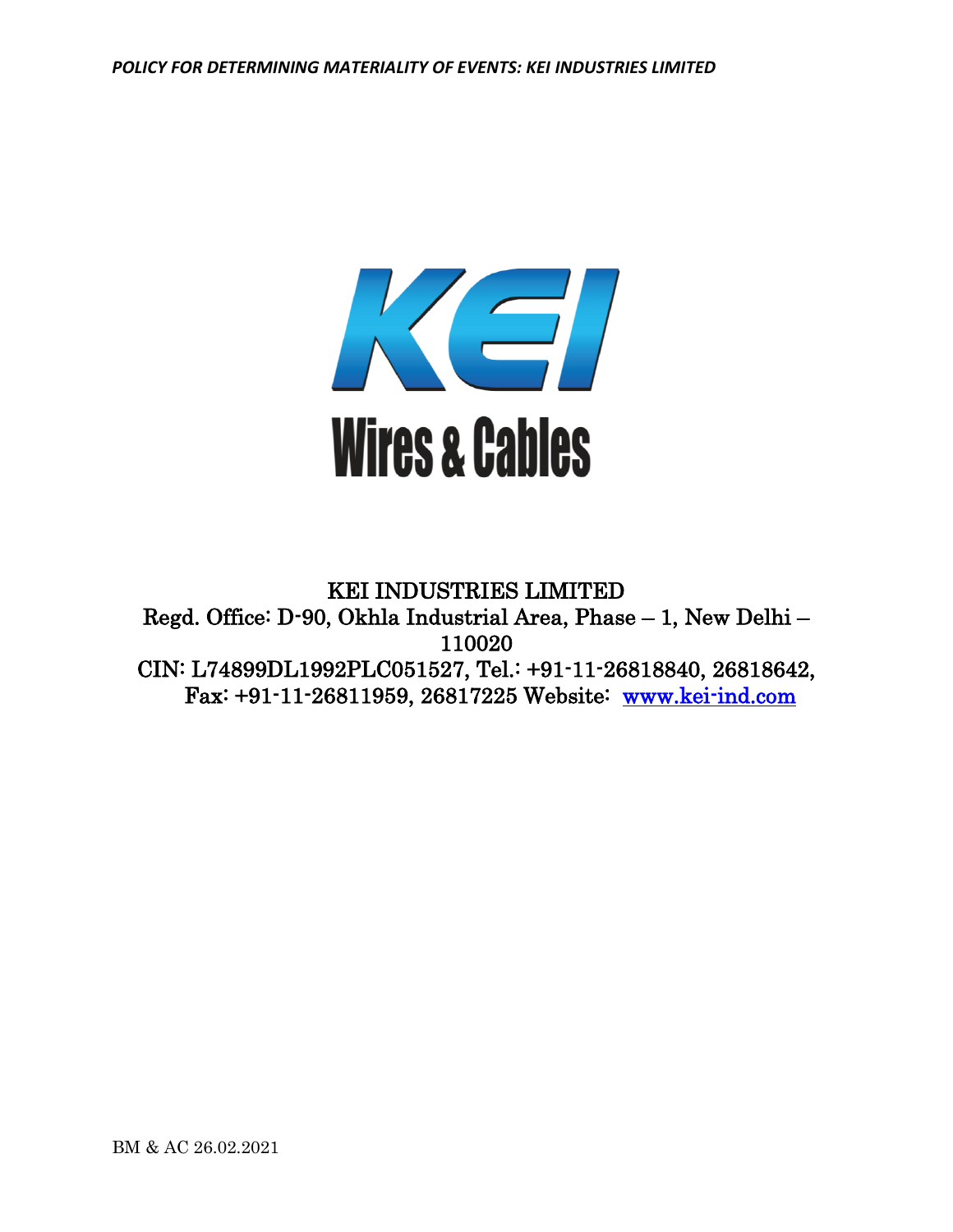KEI INDUSTRIES LIMITED

Regd. Office: D-90, Okhla Industrial Area, Phase – 1, New Delhi – 110020

CIN: L74899DL1992PLC051527, Tel.: +91-11-26818840, 26818642, Fax: +91-11-26811959, 26817225 Website: www.kei-ind.com

BM & AC 26.02.2021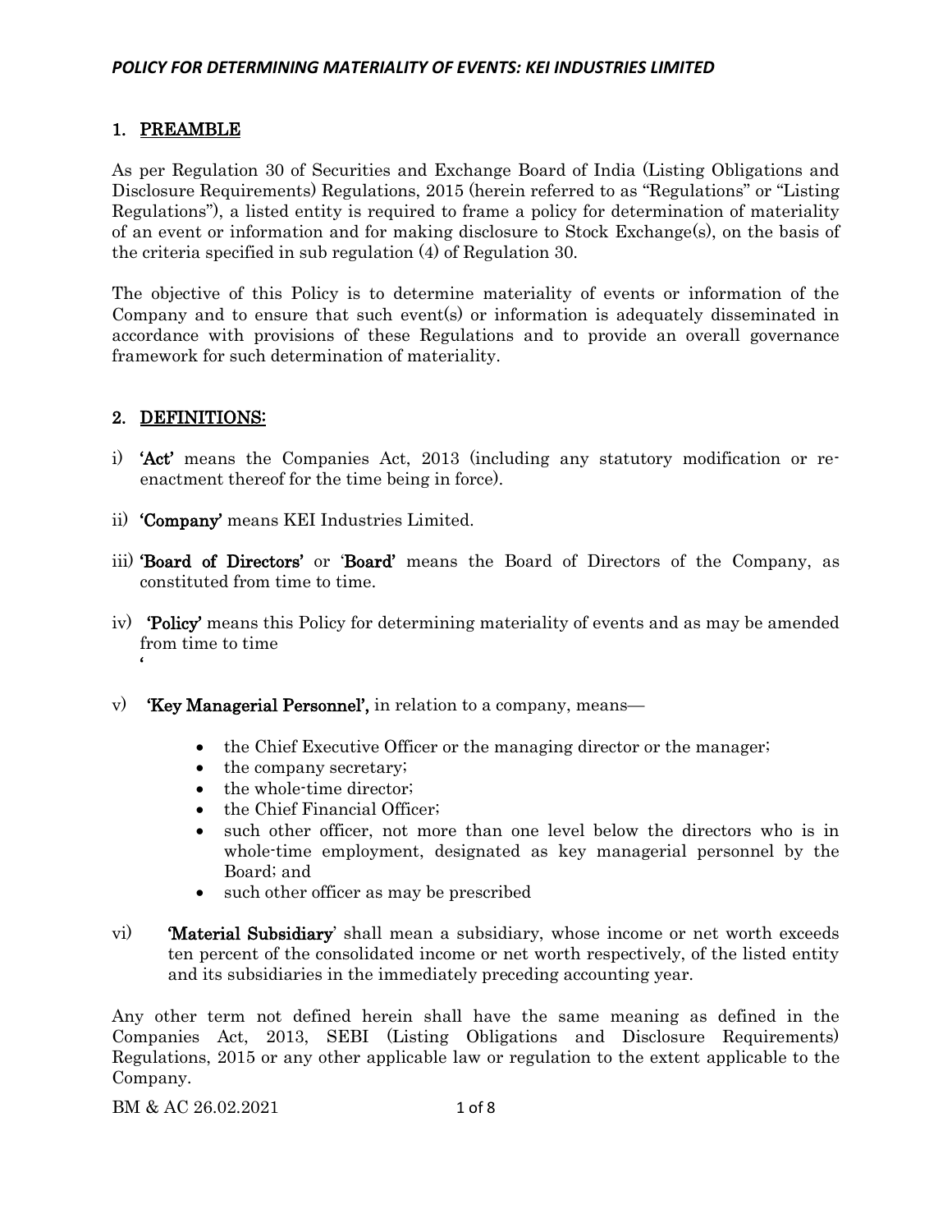## 1. PREAMBLE

As per Regulation 30 of Securities and Exchange Board of India (Listing Obligations and Disclosure Requirements) Regulations, 2015 (herein referred to as "Regulations" or "Listing Regulations"), a listed entity is required to frame a policy for determination of materiality of an event or information and for making disclosure to Stock Exchange(s), on the basis of the criteria specified in sub regulation (4) of Regulation 30.

The objective of this Policy is to determine materiality of events or information of the Company and to ensure that such event(s) or information is adequately disseminated in accordance with provisions of these Regulations and to provide an overall governance framework for such determination of materiality.

## 2. DEFINITIONS:

i) **'Act'** means the Companies Act, 2013 (including any statutory modification or re-enactment thereof for the time being in force).

ii) **'Company'** means KEI Industries Limited.

iii) **'Board of Directors'** or '**Board'** means the Board of Directors of the Company, as constituted from time to time.

iv) **'Policy'** means this Policy for determining materiality of events and as may be amended from time to time
'

v) **'Key Managerial Personnel',** in relation to a company, means—

- the Chief Executive Officer or the managing director or the manager;
- the company secretary;
- the whole-time director;
- the Chief Financial Officer;
- such other officer, not more than one level below the directors who is in whole-time employment, designated as key managerial personnel by the Board; and
- such other officer as may be prescribed

vi) **'Material Subsidiary'** shall mean a subsidiary, whose income or net worth exceeds ten percent of the consolidated income or net worth respectively, of the listed entity and its subsidiaries in the immediately preceding accounting year.

Any other term not defined herein shall have the same meaning as defined in the Companies Act, 2013, SEBI (Listing Obligations and Disclosure Requirements) Regulations, 2015 or any other applicable law or regulation to the extent applicable to the Company.

BM & AC 26.02.2021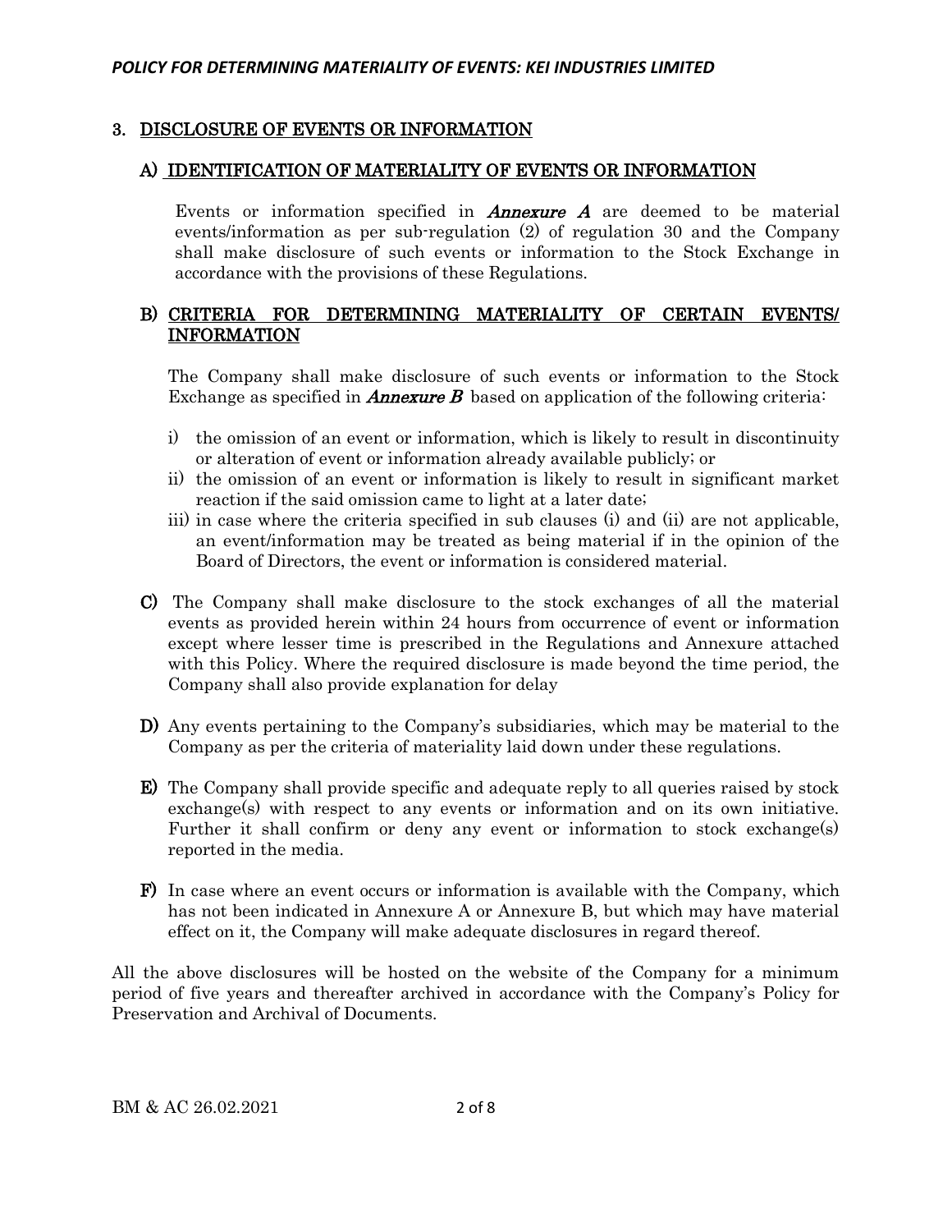## 3. DISCLOSURE OF EVENTS OR INFORMATION

### A) IDENTIFICATION OF MATERIALITY OF EVENTS OR INFORMATION

Events or information specified in ***Annexure A*** are deemed to be material events/information as per sub-regulation (2) of regulation 30 and the Company shall make disclosure of such events or information to the Stock Exchange in accordance with the provisions of these Regulations.

### B) CRITERIA FOR DETERMINING MATERIALITY OF CERTAIN EVENTS/ INFORMATION

The Company shall make disclosure of such events or information to the Stock Exchange as specified in ***Annexure B*** based on application of the following criteria:

i) the omission of an event or information, which is likely to result in discontinuity or alteration of event or information already available publicly; or

ii) the omission of an event or information is likely to result in significant market reaction if the said omission came to light at a later date;

iii) in case where the criteria specified in sub clauses (i) and (ii) are not applicable, an event/information may be treated as being material if in the opinion of the Board of Directors, the event or information is considered material.

**C)** The Company shall make disclosure to the stock exchanges of all the material events as provided herein within 24 hours from occurrence of event or information except where lesser time is prescribed in the Regulations and Annexure attached with this Policy. Where the required disclosure is made beyond the time period, the Company shall also provide explanation for delay

**D)** Any events pertaining to the Company's subsidiaries, which may be material to the Company as per the criteria of materiality laid down under these regulations.

**E)** The Company shall provide specific and adequate reply to all queries raised by stock exchange(s) with respect to any events or information and on its own initiative. Further it shall confirm or deny any event or information to stock exchange(s) reported in the media.

**F)** In case where an event occurs or information is available with the Company, which has not been indicated in Annexure A or Annexure B, but which may have material effect on it, the Company will make adequate disclosures in regard thereof.

All the above disclosures will be hosted on the website of the Company for a minimum period of five years and thereafter archived in accordance with the Company's Policy for Preservation and Archival of Documents.

BM & AC 26.02.2021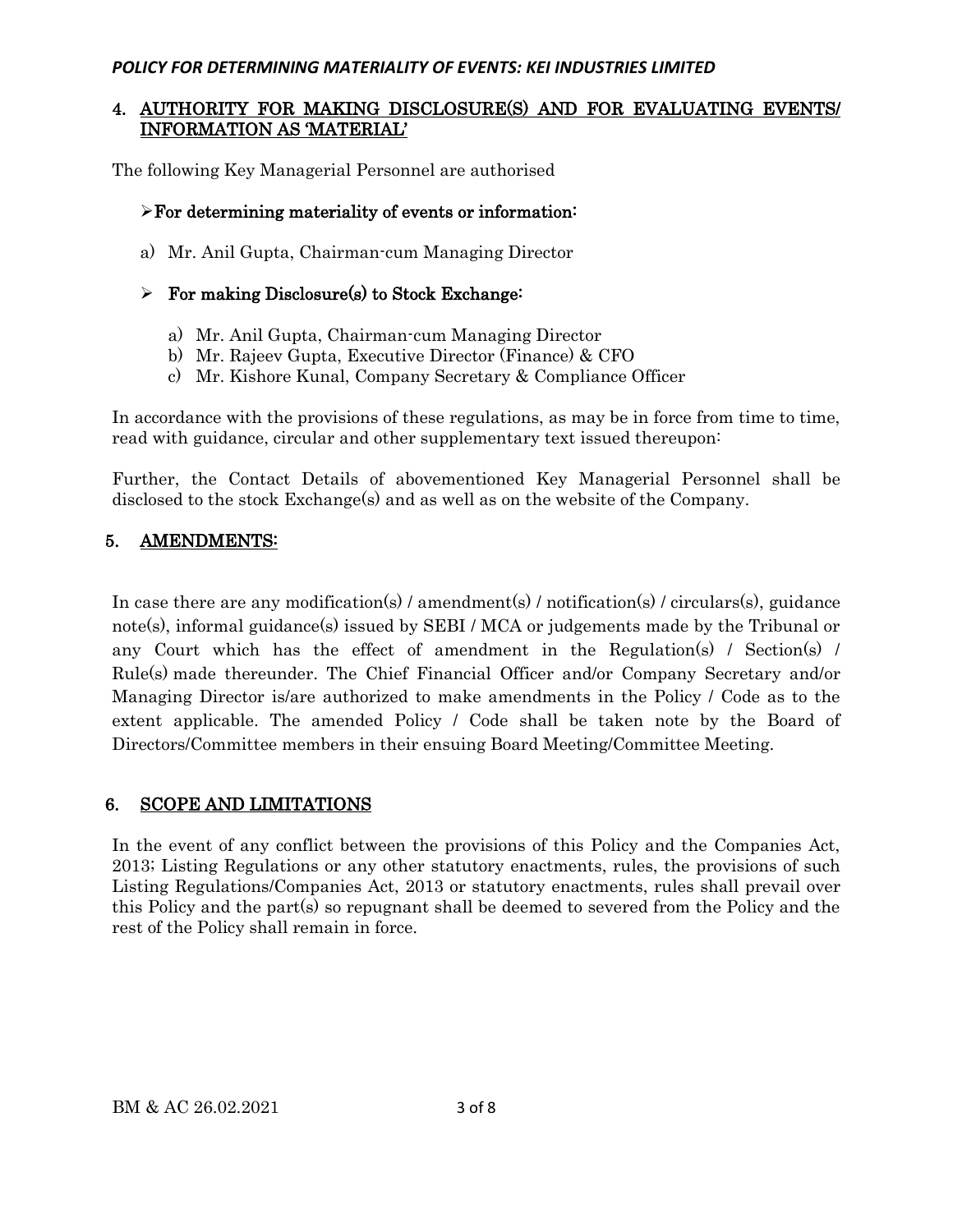## 4. AUTHORITY FOR MAKING DISCLOSURE(S) AND FOR EVALUATING EVENTS/ INFORMATION AS 'MATERIAL'

The following Key Managerial Personnel are authorised

- **For determining materiality of events or information:**

a) Mr. Anil Gupta, Chairman-cum Managing Director

- **For making Disclosure(s) to Stock Exchange:**

a) Mr. Anil Gupta, Chairman-cum Managing Director
b) Mr. Rajeev Gupta, Executive Director (Finance) & CFO
c) Mr. Kishore Kunal, Company Secretary & Compliance Officer

In accordance with the provisions of these regulations, as may be in force from time to time, read with guidance, circular and other supplementary text issued thereupon:

Further, the Contact Details of abovementioned Key Managerial Personnel shall be disclosed to the stock Exchange(s) and as well as on the website of the Company.

## 5. AMENDMENTS:

In case there are any modification(s) / amendment(s) / notification(s) / circulars(s), guidance note(s), informal guidance(s) issued by SEBI / MCA or judgements made by the Tribunal or any Court which has the effect of amendment in the Regulation(s) / Section(s) / Rule(s) made thereunder. The Chief Financial Officer and/or Company Secretary and/or Managing Director is/are authorized to make amendments in the Policy / Code as to the extent applicable. The amended Policy / Code shall be taken note by the Board of Directors/Committee members in their ensuing Board Meeting/Committee Meeting.

## 6. SCOPE AND LIMITATIONS

In the event of any conflict between the provisions of this Policy and the Companies Act, 2013; Listing Regulations or any other statutory enactments, rules, the provisions of such Listing Regulations/Companies Act, 2013 or statutory enactments, rules shall prevail over this Policy and the part(s) so repugnant shall be deemed to severed from the Policy and the rest of the Policy shall remain in force.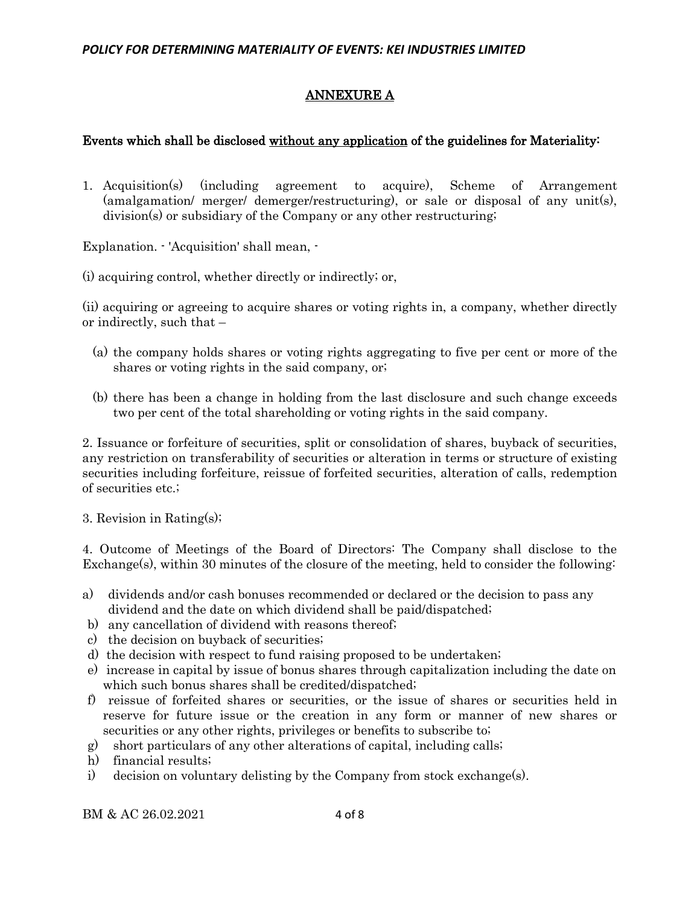## ANNEXURE A

**Events which shall be disclosed without any application of the guidelines for Materiality:**

1. Acquisition(s) (including agreement to acquire), Scheme of Arrangement (amalgamation/ merger/ demerger/restructuring), or sale or disposal of any unit(s), division(s) or subsidiary of the Company or any other restructuring;

Explanation. - 'Acquisition' shall mean, -

(i) acquiring control, whether directly or indirectly; or,

(ii) acquiring or agreeing to acquire shares or voting rights in, a company, whether directly or indirectly, such that –

(a) the company holds shares or voting rights aggregating to five per cent or more of the shares or voting rights in the said company, or;

(b) there has been a change in holding from the last disclosure and such change exceeds two per cent of the total shareholding or voting rights in the said company.

2. Issuance or forfeiture of securities, split or consolidation of shares, buyback of securities, any restriction on transferability of securities or alteration in terms or structure of existing securities including forfeiture, reissue of forfeited securities, alteration of calls, redemption of securities etc.;

3. Revision in Rating(s);

4. Outcome of Meetings of the Board of Directors: The Company shall disclose to the Exchange(s), within 30 minutes of the closure of the meeting, held to consider the following:

a) dividends and/or cash bonuses recommended or declared or the decision to pass any dividend and the date on which dividend shall be paid/dispatched;
b) any cancellation of dividend with reasons thereof;
c) the decision on buyback of securities;
d) the decision with respect to fund raising proposed to be undertaken;
e) increase in capital by issue of bonus shares through capitalization including the date on which such bonus shares shall be credited/dispatched;
f) reissue of forfeited shares or securities, or the issue of shares or securities held in reserve for future issue or the creation in any form or manner of new shares or securities or any other rights, privileges or benefits to subscribe to;
g) short particulars of any other alterations of capital, including calls;
h) financial results;
i) decision on voluntary delisting by the Company from stock exchange(s).

BM & AC 26.02.2021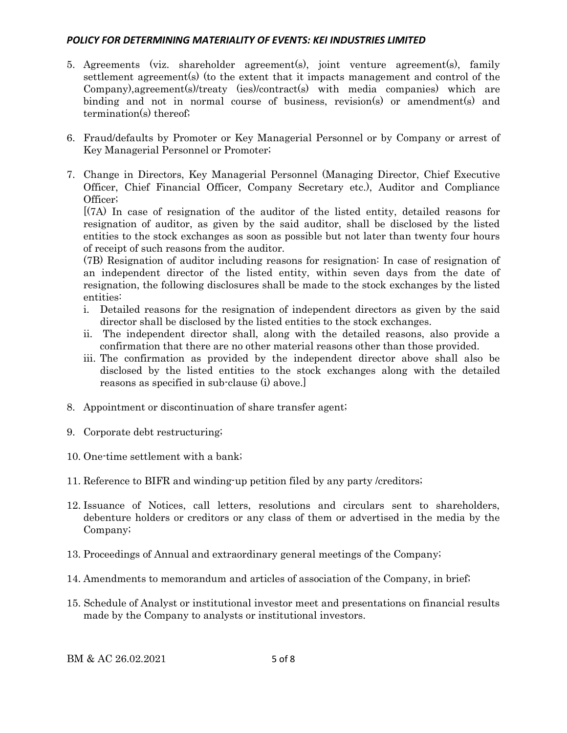5. Agreements (viz. shareholder agreement(s), joint venture agreement(s), family settlement agreement(s) (to the extent that it impacts management and control of the Company),agreement(s)/treaty (ies)/contract(s) with media companies) which are binding and not in normal course of business, revision(s) or amendment(s) and termination(s) thereof;

6. Fraud/defaults by Promoter or Key Managerial Personnel or by Company or arrest of Key Managerial Personnel or Promoter;

7. Change in Directors, Key Managerial Personnel (Managing Director, Chief Executive Officer, Chief Financial Officer, Company Secretary etc.), Auditor and Compliance Officer;

   [(7A) In case of resignation of the auditor of the listed entity, detailed reasons for resignation of auditor, as given by the said auditor, shall be disclosed by the listed entities to the stock exchanges as soon as possible but not later than twenty four hours of receipt of such reasons from the auditor.

   (7B) Resignation of auditor including reasons for resignation: In case of resignation of an independent director of the listed entity, within seven days from the date of resignation, the following disclosures shall be made to the stock exchanges by the listed entities:

   i. Detailed reasons for the resignation of independent directors as given by the said director shall be disclosed by the listed entities to the stock exchanges.
   ii. The independent director shall, along with the detailed reasons, also provide a confirmation that there are no other material reasons other than those provided.
   iii. The confirmation as provided by the independent director above shall also be disclosed by the listed entities to the stock exchanges along with the detailed reasons as specified in sub-clause (i) above.]

8. Appointment or discontinuation of share transfer agent;

9. Corporate debt restructuring;

10. One-time settlement with a bank;

11. Reference to BIFR and winding-up petition filed by any party /creditors;

12. Issuance of Notices, call letters, resolutions and circulars sent to shareholders, debenture holders or creditors or any class of them or advertised in the media by the Company;

13. Proceedings of Annual and extraordinary general meetings of the Company;

14. Amendments to memorandum and articles of association of the Company, in brief;

15. Schedule of Analyst or institutional investor meet and presentations on financial results made by the Company to analysts or institutional investors.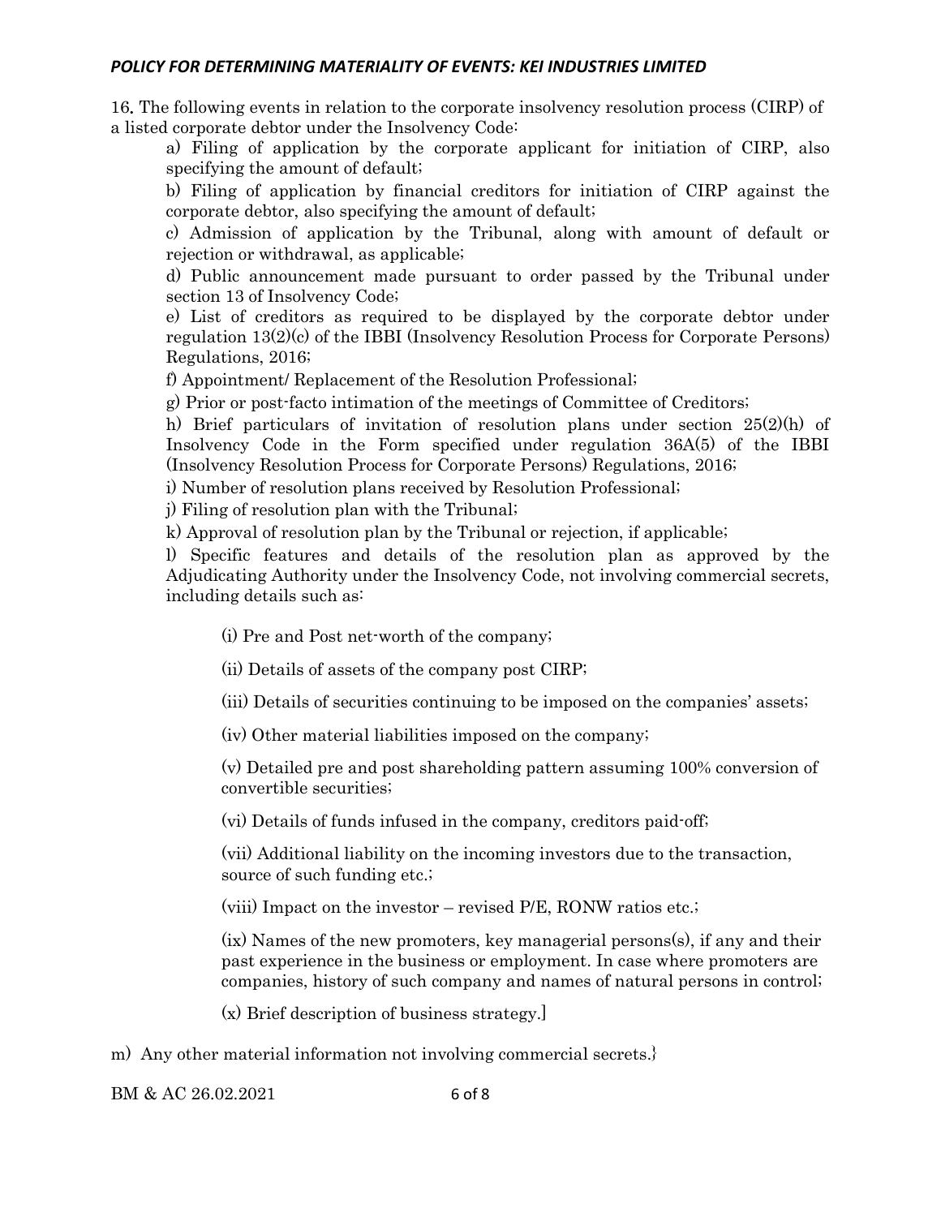16. The following events in relation to the corporate insolvency resolution process (CIRP) of a listed corporate debtor under the Insolvency Code:

a) Filing of application by the corporate applicant for initiation of CIRP, also specifying the amount of default;

b) Filing of application by financial creditors for initiation of CIRP against the corporate debtor, also specifying the amount of default;

c) Admission of application by the Tribunal, along with amount of default or rejection or withdrawal, as applicable;

d) Public announcement made pursuant to order passed by the Tribunal under section 13 of Insolvency Code;

e) List of creditors as required to be displayed by the corporate debtor under regulation 13(2)(c) of the IBBI (Insolvency Resolution Process for Corporate Persons) Regulations, 2016;

f) Appointment/ Replacement of the Resolution Professional;

g) Prior or post-facto intimation of the meetings of Committee of Creditors;

h) Brief particulars of invitation of resolution plans under section 25(2)(h) of Insolvency Code in the Form specified under regulation 36A(5) of the IBBI (Insolvency Resolution Process for Corporate Persons) Regulations, 2016;

i) Number of resolution plans received by Resolution Professional;

j) Filing of resolution plan with the Tribunal;

k) Approval of resolution plan by the Tribunal or rejection, if applicable;

l) Specific features and details of the resolution plan as approved by the Adjudicating Authority under the Insolvency Code, not involving commercial secrets, including details such as:

(i) Pre and Post net-worth of the company;

(ii) Details of assets of the company post CIRP;

(iii) Details of securities continuing to be imposed on the companies' assets;

(iv) Other material liabilities imposed on the company;

(v) Detailed pre and post shareholding pattern assuming 100% conversion of convertible securities;

(vi) Details of funds infused in the company, creditors paid-off;

(vii) Additional liability on the incoming investors due to the transaction, source of such funding etc.;

(viii) Impact on the investor – revised P/E, RONW ratios etc.;

(ix) Names of the new promoters, key managerial persons(s), if any and their past experience in the business or employment. In case where promoters are companies, history of such company and names of natural persons in control;

(x) Brief description of business strategy.]

m) Any other material information not involving commercial secrets.}

BM & AC 26.02.2021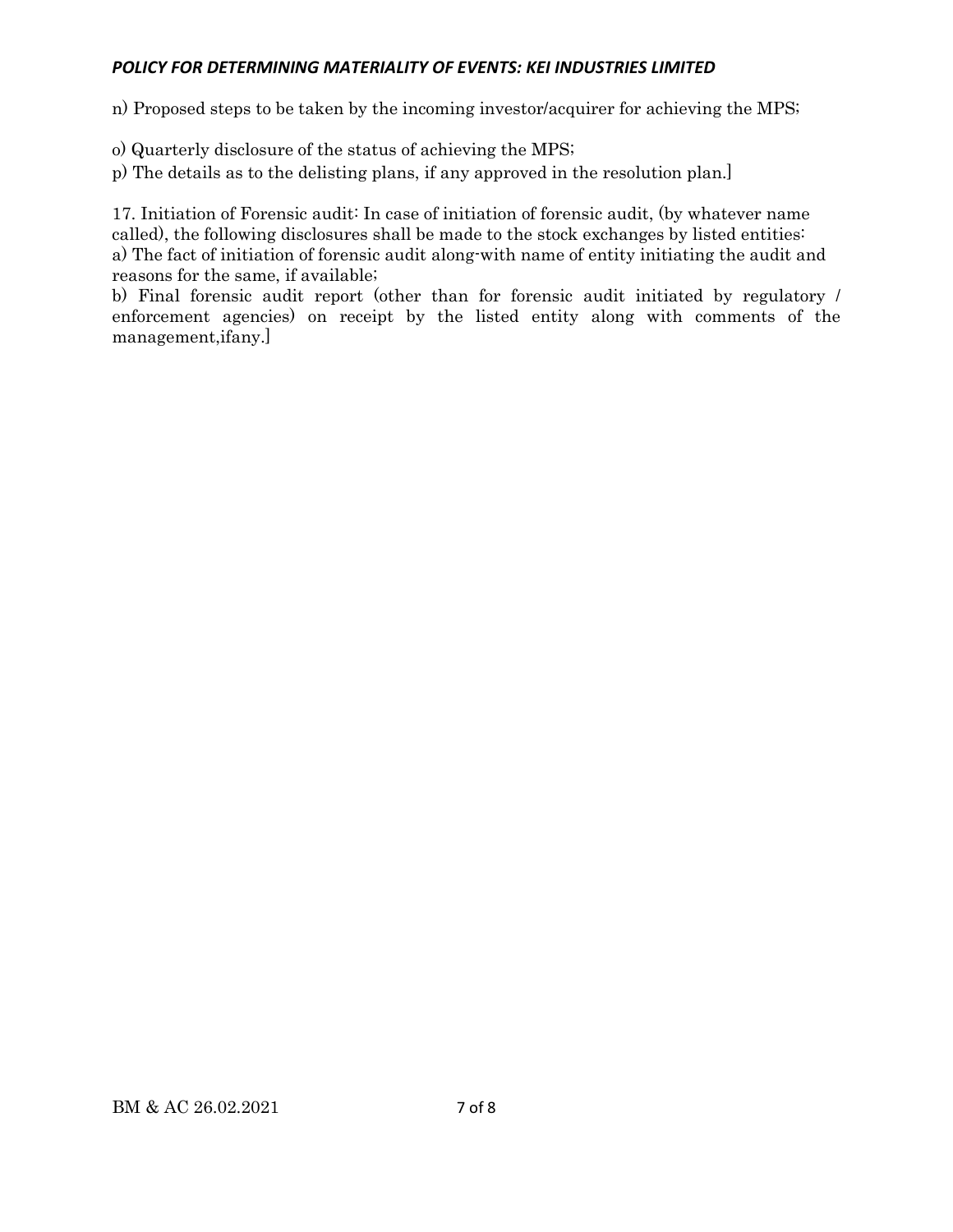n) Proposed steps to be taken by the incoming investor/acquirer for achieving the MPS;

o) Quarterly disclosure of the status of achieving the MPS;

p) The details as to the delisting plans, if any approved in the resolution plan.]

17. Initiation of Forensic audit: In case of initiation of forensic audit, (by whatever name called), the following disclosures shall be made to the stock exchanges by listed entities:
a) The fact of initiation of forensic audit along-with name of entity initiating the audit and reasons for the same, if available;
b) Final forensic audit report (other than for forensic audit initiated by regulatory / enforcement agencies) on receipt by the listed entity along with comments of the management,ifany.]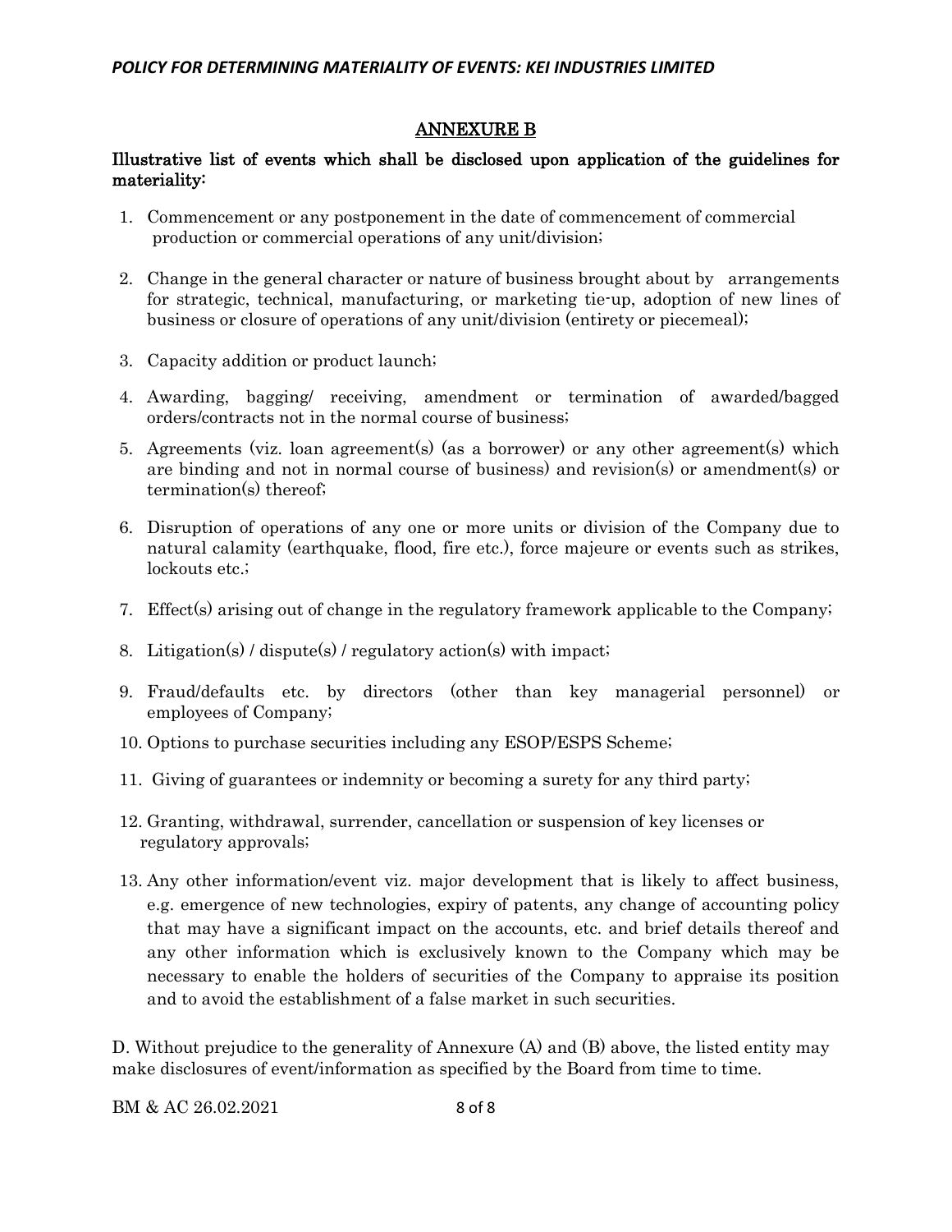## ANNEXURE B

**Illustrative list of events which shall be disclosed upon application of the guidelines for materiality:**

1. Commencement or any postponement in the date of commencement of commercial production or commercial operations of any unit/division;
2. Change in the general character or nature of business brought about by arrangements for strategic, technical, manufacturing, or marketing tie-up, adoption of new lines of business or closure of operations of any unit/division (entirety or piecemeal);
3. Capacity addition or product launch;
4. Awarding, bagging/ receiving, amendment or termination of awarded/bagged orders/contracts not in the normal course of business;
5. Agreements (viz. loan agreement(s) (as a borrower) or any other agreement(s) which are binding and not in normal course of business) and revision(s) or amendment(s) or termination(s) thereof;
6. Disruption of operations of any one or more units or division of the Company due to natural calamity (earthquake, flood, fire etc.), force majeure or events such as strikes, lockouts etc.;
7. Effect(s) arising out of change in the regulatory framework applicable to the Company;
8. Litigation(s) / dispute(s) / regulatory action(s) with impact;
9. Fraud/defaults etc. by directors (other than key managerial personnel) or employees of Company;
10. Options to purchase securities including any ESOP/ESPS Scheme;
11. Giving of guarantees or indemnity or becoming a surety for any third party;
12. Granting, withdrawal, surrender, cancellation or suspension of key licenses or regulatory approvals;
13. Any other information/event viz. major development that is likely to affect business, e.g. emergence of new technologies, expiry of patents, any change of accounting policy that may have a significant impact on the accounts, etc. and brief details thereof and any other information which is exclusively known to the Company which may be necessary to enable the holders of securities of the Company to appraise its position and to avoid the establishment of a false market in such securities.

D. Without prejudice to the generality of Annexure (A) and (B) above, the listed entity may make disclosures of event/information as specified by the Board from time to time.

BM & AC 26.02.2021